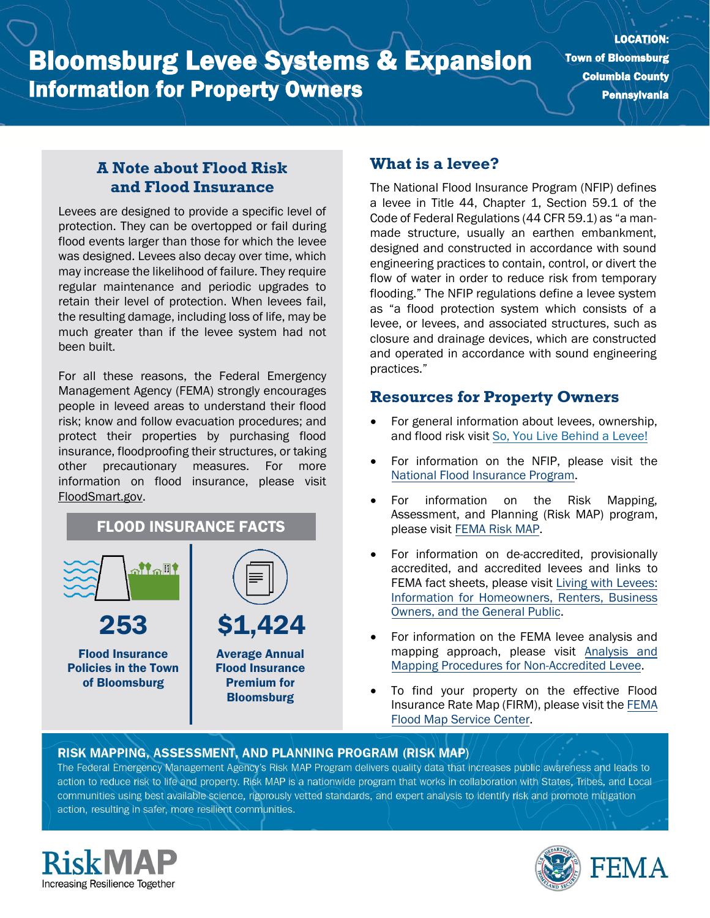# Bloomsburg Levee Systems & Expansion

## Information for Property Owners

**LOCATION:**
**Town of Bloomsburg**
**Columbia County**
**Pennsylvania**

### A Note about Flood Risk and Flood Insurance

Levees are designed to provide a specific level of protection. They can be overtopped or fail during flood events larger than those for which the levee was designed. Levees also decay over time, which may increase the likelihood of failure. They require regular maintenance and periodic upgrades to retain their level of protection. When levees fail, the resulting damage, including loss of life, may be much greater than if the levee system had not been built.

For all these reasons, the Federal Emergency Management Agency (FEMA) strongly encourages people in leveed areas to understand their flood risk; know and follow evacuation procedures; and protect their properties by purchasing flood insurance, floodproofing their structures, or taking other precautionary measures. For more information on flood insurance, please visit FloodSmart.gov.

### FLOOD INSURANCE FACTS

**253**
**Flood Insurance Policies in the Town of Bloomsburg**

**$1,424**
**Average Annual Flood Insurance Premium for Bloomsburg**

### What is a levee?

The National Flood Insurance Program (NFIP) defines a levee in Title 44, Chapter 1, Section 59.1 of the Code of Federal Regulations (44 CFR 59.1) as "a man-made structure, usually an earthen embankment, designed and constructed in accordance with sound engineering practices to contain, control, or divert the flow of water in order to reduce risk from temporary flooding." The NFIP regulations define a levee system as "a flood protection system which consists of a levee, or levees, and associated structures, such as closure and drainage devices, which are constructed and operated in accordance with sound engineering practices."

### Resources for Property Owners

- For general information about levees, ownership, and flood risk visit So, You Live Behind a Levee!
- For information on the NFIP, please visit the National Flood Insurance Program.
- For information on the Risk Mapping, Assessment, and Planning (Risk MAP) program, please visit FEMA Risk MAP.
- For information on de-accredited, provisionally accredited, and accredited levees and links to FEMA fact sheets, please visit Living with Levees: Information for Homeowners, Renters, Business Owners, and the General Public.
- For information on the FEMA levee analysis and mapping approach, please visit Analysis and Mapping Procedures for Non-Accredited Levee.
- To find your property on the effective Flood Insurance Rate Map (FIRM), please visit the FEMA Flood Map Service Center.

### RISK MAPPING, ASSESSMENT, AND PLANNING PROGRAM (RISK MAP)

The Federal Emergency Management Agency's Risk MAP Program delivers quality data that increases public awareness and leads to action to reduce risk to life and property. Risk MAP is a nationwide program that works in collaboration with States, Tribes, and Local communities using best available science, rigorously vetted standards, and expert analysis to identify risk and promote mitigation action, resulting in safer, more resilient communities.

RiskMAP
Increasing Resilience Together

FEMA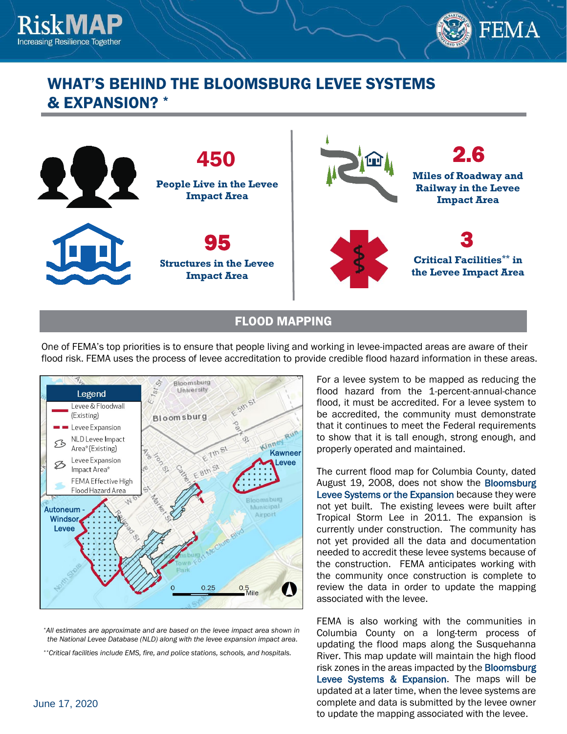# WHAT'S BEHIND THE BLOOMSBURG LEVEE SYSTEMS & EXPANSION? *

**450**

**People Live in the Levee Impact Area**

**95**

**Structures in the Levee Impact Area**

**2.6**

**Miles of Roadway and Railway in the Levee Impact Area**

**3**

**Critical Facilities** in the Levee Impact Area**

## FLOOD MAPPING

One of FEMA's top priorities is to ensure that people living and working in levee-impacted areas are aware of their flood risk. FEMA uses the process of levee accreditation to provide credible flood hazard information in these areas.

Legend

Levee & Floodwall (Existing)

Levee Expansion

NLD Levee Impact Area* (Existing)

Levee Expansion Impact Area*

FEMA Effective High Flood Hazard Area

Kawneer Levee

Autoneum - Windsor Levee

0 0.25 0.5 Mile

*All estimates are approximate and are based on the levee impact area shown in the National Levee Database (NLD) along with the levee expansion impact area.*

**Critical facilities include EMS, fire, and police stations, schools, and hospitals.*

For a levee system to be mapped as reducing the flood hazard from the 1-percent-annual-chance flood, it must be accredited. For a levee system to be accredited, the community must demonstrate that it continues to meet the Federal requirements to show that it is tall enough, strong enough, and properly operated and maintained.

The current flood map for Columbia County, dated August 19, 2008, does not show the Bloomsburg Levee Systems or the Expansion because they were not yet built. The existing levees were built after Tropical Storm Lee in 2011. The expansion is currently under construction. The community has not yet provided all the data and documentation needed to accredit these levee systems because of the construction. FEMA anticipates working with the community once construction is complete to review the data in order to update the mapping associated with the levee.

FEMA is also working with the communities in Columbia County on a long-term process of updating the flood maps along the Susquehanna River. This map update will maintain the high flood risk zones in the areas impacted by the Bloomsburg Levee Systems & Expansion. The maps will be updated at a later time, when the levee systems are complete and data is submitted by the levee owner to update the mapping associated with the levee.

June 17, 2020